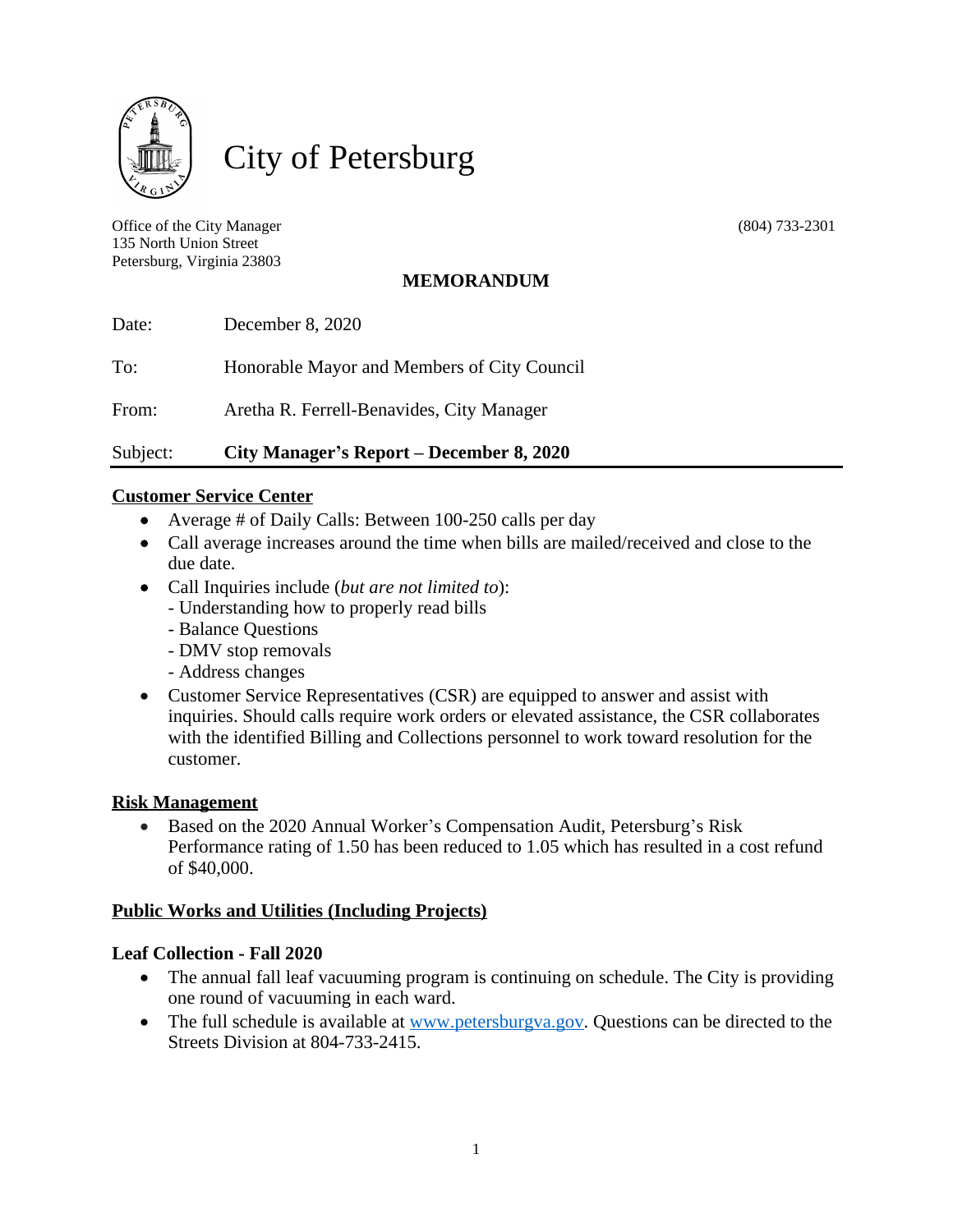# City of Petersburg

Office of the City Manager
135 North Union Street
Petersburg, Virginia 23803

(804) 733-2301

**MEMORANDUM**

Date: December 8, 2020

To: Honorable Mayor and Members of City Council

From: Aretha R. Ferrell-Benavides, City Manager

Subject: **City Manager's Report – December 8, 2020**

---

**Customer Service Center**

- Average # of Daily Calls: Between 100-250 calls per day
- Call average increases around the time when bills are mailed/received and close to the due date.
- Call Inquiries include (*but are not limited to*):
  - Understanding how to properly read bills
  - Balance Questions
  - DMV stop removals
  - Address changes
- Customer Service Representatives (CSR) are equipped to answer and assist with inquiries. Should calls require work orders or elevated assistance, the CSR collaborates with the identified Billing and Collections personnel to work toward resolution for the customer.

**Risk Management**

- Based on the 2020 Annual Worker's Compensation Audit, Petersburg's Risk Performance rating of 1.50 has been reduced to 1.05 which has resulted in a cost refund of $40,000.

**Public Works and Utilities (Including Projects)**

**Leaf Collection - Fall 2020**

- The annual fall leaf vacuuming program is continuing on schedule. The City is providing one round of vacuuming in each ward.
- The full schedule is available at www.petersburgva.gov. Questions can be directed to the Streets Division at 804-733-2415.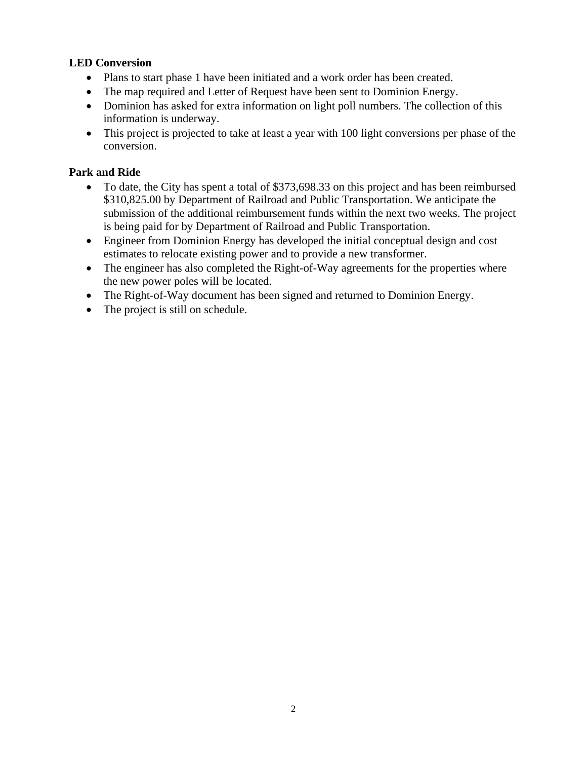**LED Conversion**

- Plans to start phase 1 have been initiated and a work order has been created.
- The map required and Letter of Request have been sent to Dominion Energy.
- Dominion has asked for extra information on light poll numbers. The collection of this information is underway.
- This project is projected to take at least a year with 100 light conversions per phase of the conversion.

**Park and Ride**

- To date, the City has spent a total of $373,698.33 on this project and has been reimbursed $310,825.00 by Department of Railroad and Public Transportation. We anticipate the submission of the additional reimbursement funds within the next two weeks. The project is being paid for by Department of Railroad and Public Transportation.
- Engineer from Dominion Energy has developed the initial conceptual design and cost estimates to relocate existing power and to provide a new transformer.
- The engineer has also completed the Right-of-Way agreements for the properties where the new power poles will be located.
- The Right-of-Way document has been signed and returned to Dominion Energy.
- The project is still on schedule.